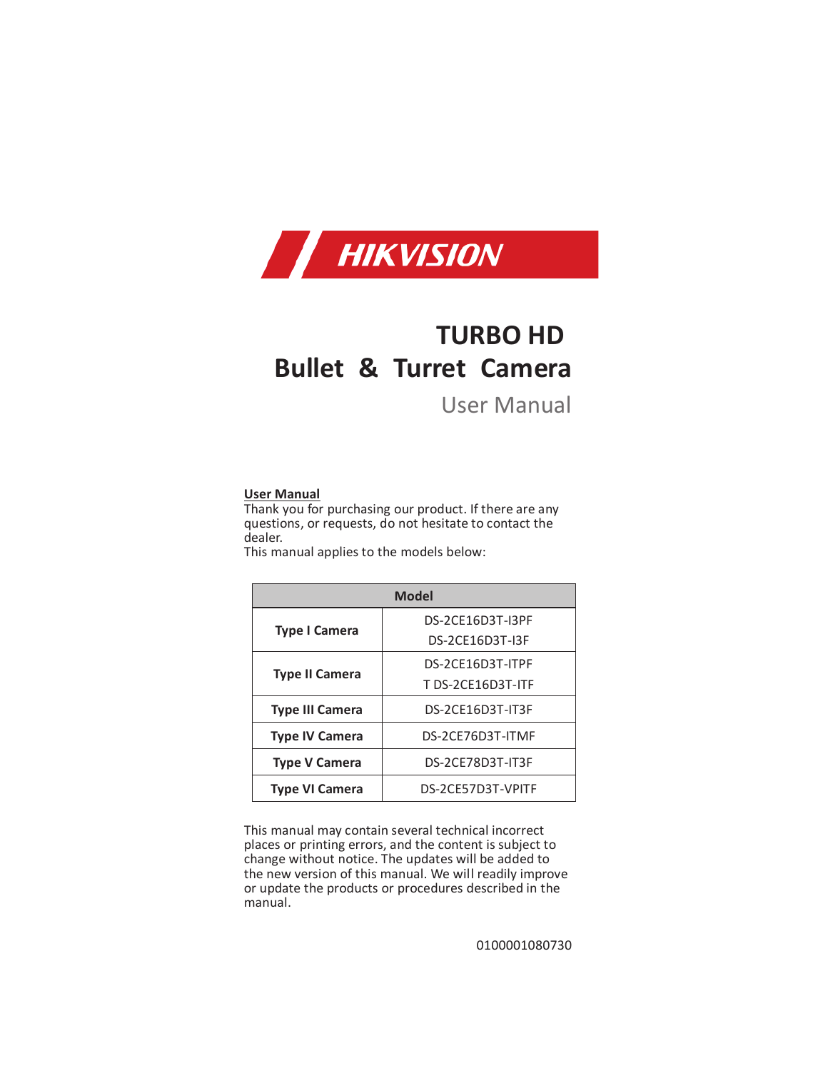HIKVISION

# TURBO HD
# Bullet & Turret Camera

## User Manual

**User Manual**

Thank you for purchasing our product. If there are any questions, or requests, do not hesitate to contact the dealer.

This manual applies to the models below:

| Model | |
|---|---|
| **Type I Camera** | DS-2CE16D3T-I3PF<br>DS-2CE16D3T-I3F |
| **Type II Camera** | DS-2CE16D3T-ITPF<br>T DS-2CE16D3T-ITF |
| **Type III Camera** | DS-2CE16D3T-IT3F |
| **Type IV Camera** | DS-2CE76D3T-ITMF |
| **Type V Camera** | DS-2CE78D3T-IT3F |
| **Type VI Camera** | DS-2CE57D3T-VPITF |

This manual may contain several technical incorrect places or printing errors, and the content is subject to change without notice. The updates will be added to the new version of this manual. We will readily improve or update the products or procedures described in the manual.

0100001080730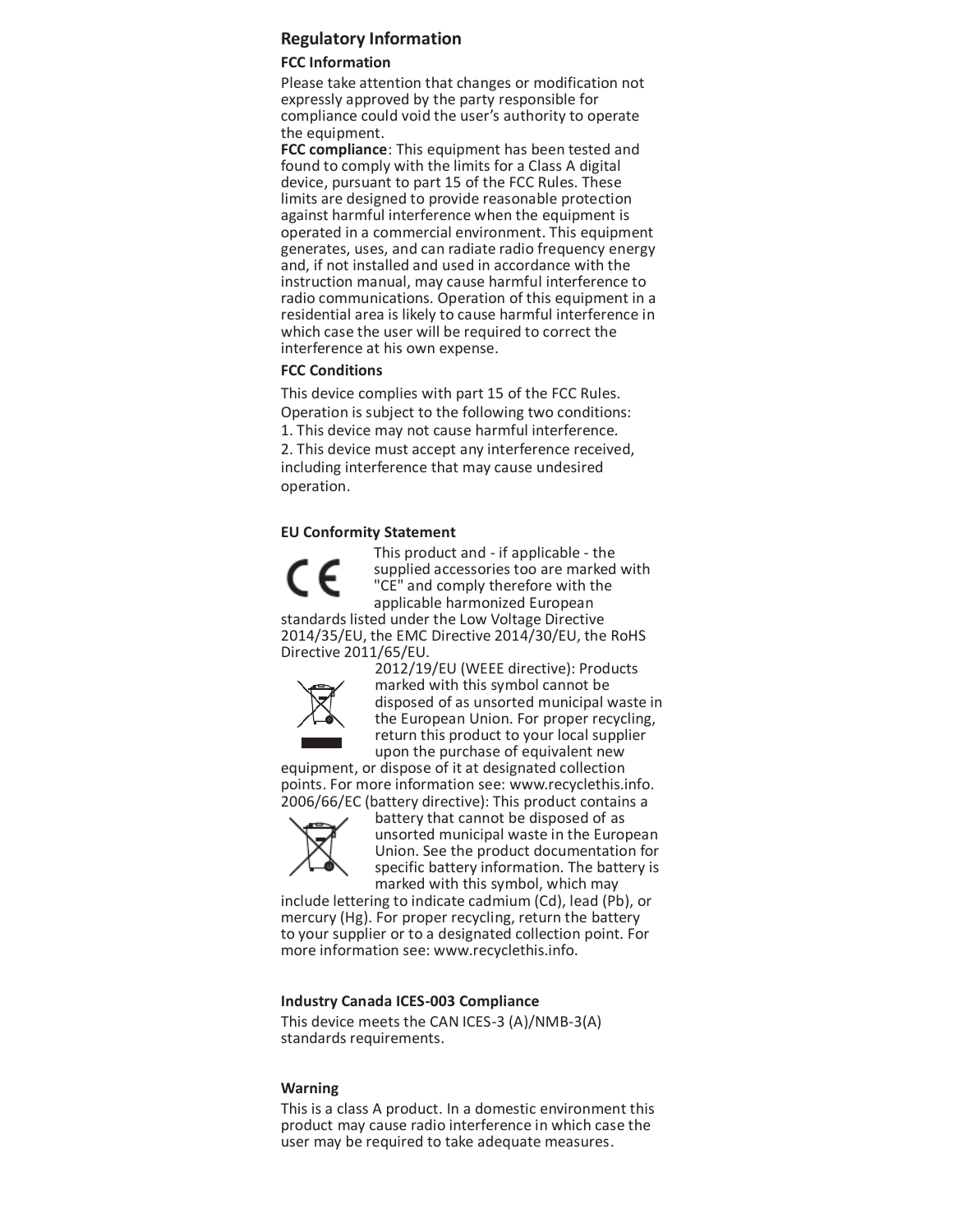## Regulatory Information

### FCC Information

Please take attention that changes or modification not expressly approved by the party responsible for compliance could void the user's authority to operate the equipment.

**FCC compliance**: This equipment has been tested and found to comply with the limits for a Class A digital device, pursuant to part 15 of the FCC Rules. These limits are designed to provide reasonable protection against harmful interference when the equipment is operated in a commercial environment. This equipment generates, uses, and can radiate radio frequency energy and, if not installed and used in accordance with the instruction manual, may cause harmful interference to radio communications. Operation of this equipment in a residential area is likely to cause harmful interference in which case the user will be required to correct the interference at his own expense.

### FCC Conditions

This device complies with part 15 of the FCC Rules. Operation is subject to the following two conditions:

1. This device may not cause harmful interference.
2. This device must accept any interference received, including interference that may cause undesired operation.

### EU Conformity Statement

This product and - if applicable - the supplied accessories too are marked with "CE" and comply therefore with the applicable harmonized European standards listed under the Low Voltage Directive 2014/35/EU, the EMC Directive 2014/30/EU, the RoHS Directive 2011/65/EU.

2012/19/EU (WEEE directive): Products marked with this symbol cannot be disposed of as unsorted municipal waste in the European Union. For proper recycling, return this product to your local supplier upon the purchase of equivalent new equipment, or dispose of it at designated collection points. For more information see: www.recyclethis.info.

2006/66/EC (battery directive): This product contains a battery that cannot be disposed of as unsorted municipal waste in the European Union. See the product documentation for specific battery information. The battery is marked with this symbol, which may include lettering to indicate cadmium (Cd), lead (Pb), or mercury (Hg). For proper recycling, return the battery to your supplier or to a designated collection point. For more information see: www.recyclethis.info.

### Industry Canada ICES-003 Compliance

This device meets the CAN ICES-3 (A)/NMB-3(A) standards requirements.

### Warning

This is a class A product. In a domestic environment this product may cause radio interference in which case the user may be required to take adequate measures.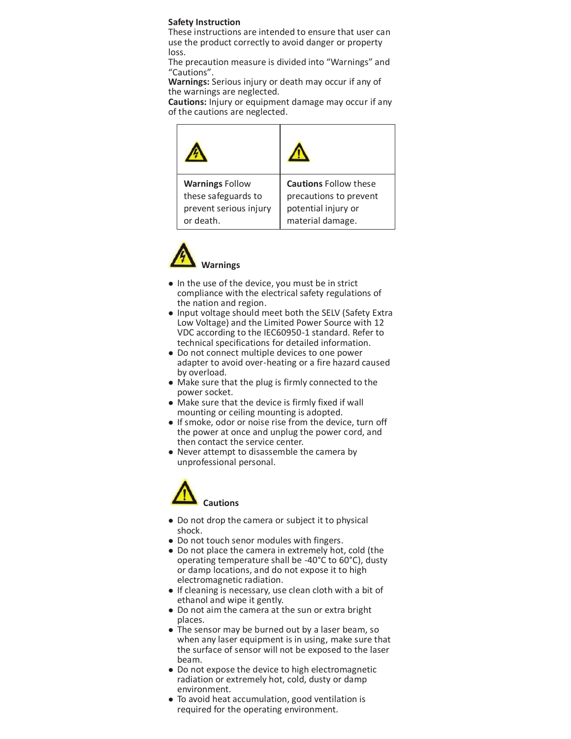**Safety Instruction**

These instructions are intended to ensure that user can use the product correctly to avoid danger or property loss.

The precaution measure is divided into "Warnings" and "Cautions".

**Warnings:** Serious injury or death may occur if any of the warnings are neglected.

**Cautions:** Injury or equipment damage may occur if any of the cautions are neglected.

| | |
|---|---|
| **Warnings** Follow these safeguards to prevent serious injury or death. | **Cautions** Follow these precautions to prevent potential injury or material damage. |

**Warnings**

- In the use of the device, you must be in strict compliance with the electrical safety regulations of the nation and region.
- Input voltage should meet both the SELV (Safety Extra Low Voltage) and the Limited Power Source with 12 VDC according to the IEC60950-1 standard. Refer to technical specifications for detailed information.
- Do not connect multiple devices to one power adapter to avoid over-heating or a fire hazard caused by overload.
- Make sure that the plug is firmly connected to the power socket.
- Make sure that the device is firmly fixed if wall mounting or ceiling mounting is adopted.
- If smoke, odor or noise rise from the device, turn off the power at once and unplug the power cord, and then contact the service center.
- Never attempt to disassemble the camera by unprofessional personal.

**Cautions**

- Do not drop the camera or subject it to physical shock.
- Do not touch senor modules with fingers.
- Do not place the camera in extremely hot, cold (the operating temperature shall be -40°C to 60°C), dusty or damp locations, and do not expose it to high electromagnetic radiation.
- If cleaning is necessary, use clean cloth with a bit of ethanol and wipe it gently.
- Do not aim the camera at the sun or extra bright places.
- The sensor may be burned out by a laser beam, so when any laser equipment is in using, make sure that the surface of sensor will not be exposed to the laser beam.
- Do not expose the device to high electromagnetic radiation or extremely hot, cold, dusty or damp environment.
- To avoid heat accumulation, good ventilation is required for the operating environment.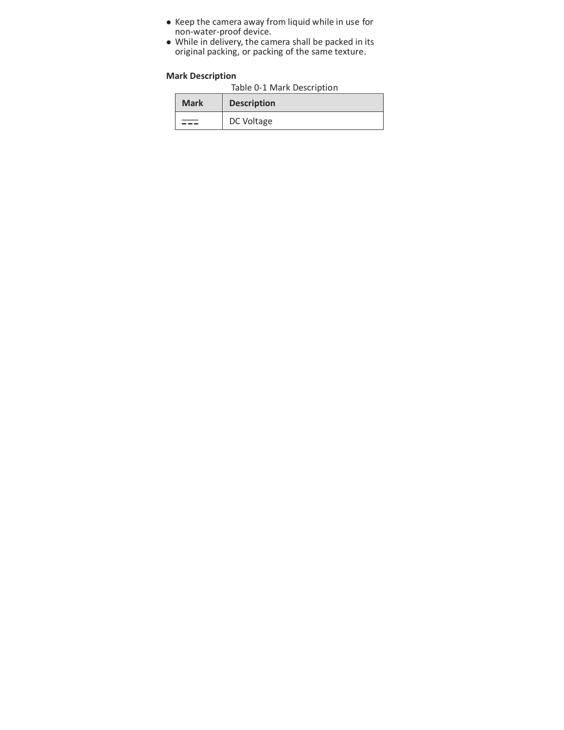- Keep the camera away from liquid while in use for non-water-proof device.
- While in delivery, the camera shall be packed in its original packing, or packing of the same texture.

**Mark Description**

Table 0-1 Mark Description

| Mark | Description |
|---|---|
| ⎓ | DC Voltage |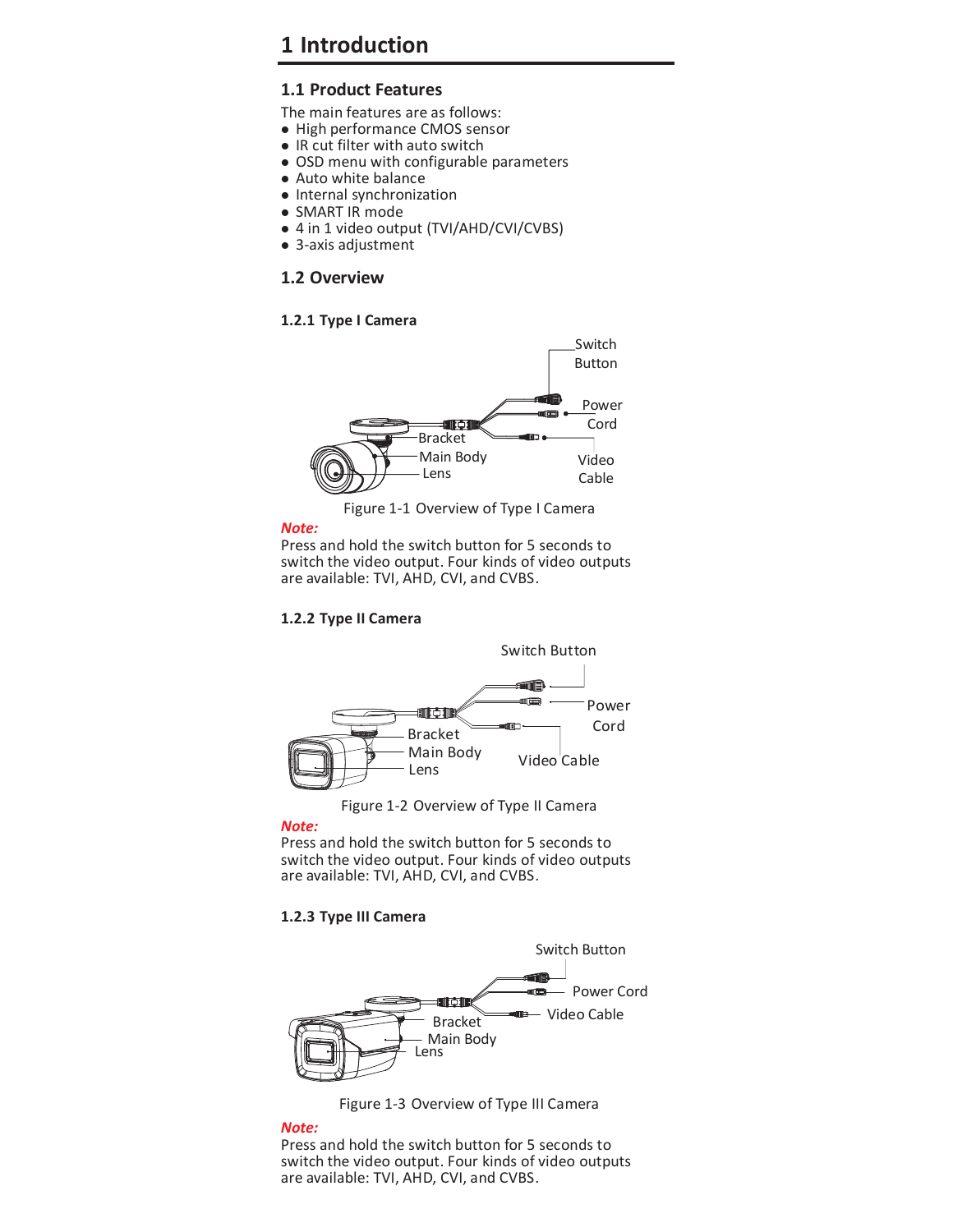# 1 Introduction

## 1.1 Product Features

The main features are as follows:

- High performance CMOS sensor
- IR cut filter with auto switch
- OSD menu with configurable parameters
- Auto white balance
- Internal synchronization
- SMART IR mode
- 4 in 1 video output (TVI/AHD/CVI/CVBS)
- 3-axis adjustment

## 1.2 Overview

### 1.2.1 Type I Camera

Figure 1-1 Overview of Type I Camera

***Note:***

Press and hold the switch button for 5 seconds to switch the video output. Four kinds of video outputs are available: TVI, AHD, CVI, and CVBS.

### 1.2.2 Type II Camera

Figure 1-2 Overview of Type II Camera

***Note:***

Press and hold the switch button for 5 seconds to switch the video output. Four kinds of video outputs are available: TVI, AHD, CVI, and CVBS.

### 1.2.3 Type III Camera

Figure 1-3 Overview of Type III Camera

***Note:***

Press and hold the switch button for 5 seconds to switch the video output. Four kinds of video outputs are available: TVI, AHD, CVI, and CVBS.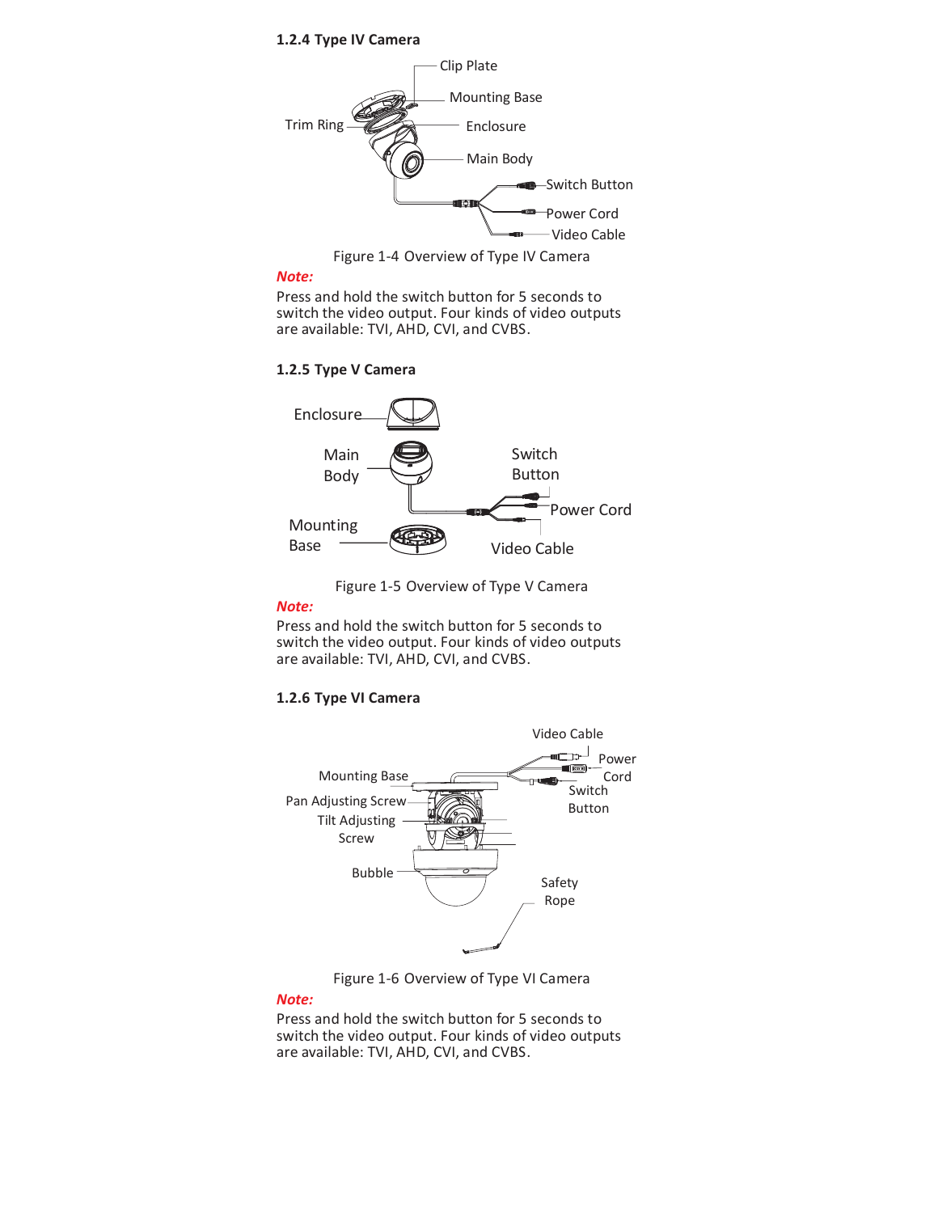### 1.2.4 Type IV Camera

Figure 1-4 Overview of Type IV Camera

***Note:***

Press and hold the switch button for 5 seconds to switch the video output. Four kinds of video outputs are available: TVI, AHD, CVI, and CVBS.

### 1.2.5 Type V Camera

Figure 1-5 Overview of Type V Camera

***Note:***

Press and hold the switch button for 5 seconds to switch the video output. Four kinds of video outputs are available: TVI, AHD, CVI, and CVBS.

### 1.2.6 Type VI Camera

Figure 1-6 Overview of Type VI Camera

***Note:***

Press and hold the switch button for 5 seconds to switch the video output. Four kinds of video outputs are available: TVI, AHD, CVI, and CVBS.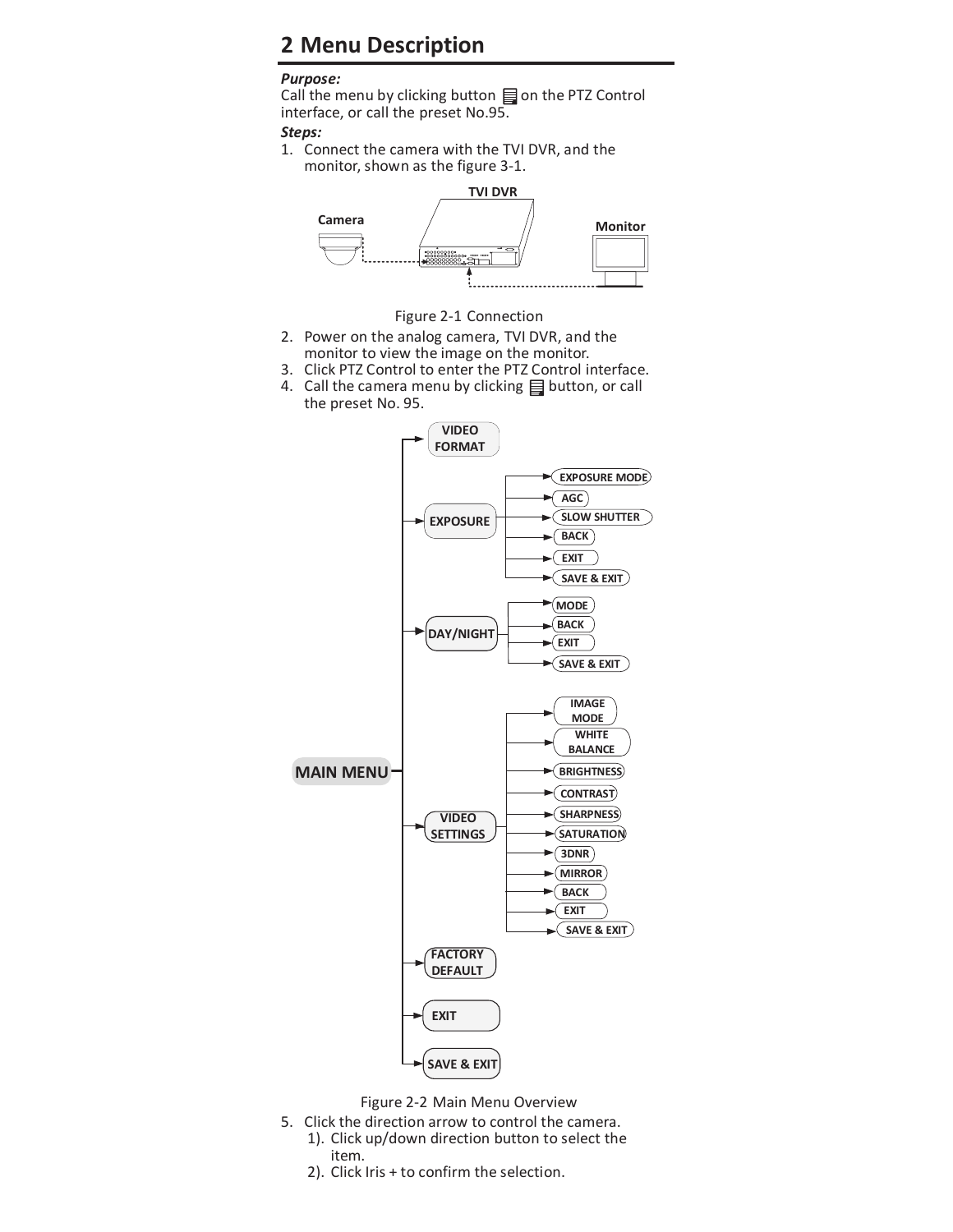## 2 Menu Description

***Purpose:***

Call the menu by clicking button on the PTZ Control interface, or call the preset No.95.

***Steps:***

1. Connect the camera with the TVI DVR, and the monitor, shown as the figure 3-1.

Figure 2-1 Connection

2. Power on the analog camera, TVI DVR, and the monitor to view the image on the monitor.
3. Click PTZ Control to enter the PTZ Control interface.
4. Call the camera menu by clicking button, or call the preset No. 95.

- MAIN MENU
  - VIDEO FORMAT
  - EXPOSURE
    - EXPOSURE MODE
    - AGC
    - SLOW SHUTTER
    - BACK
    - EXIT
    - SAVE & EXIT
  - DAY/NIGHT
    - MODE
    - BACK
    - EXIT
    - SAVE & EXIT
  - VIDEO SETTINGS
    - IMAGE MODE
    - WHITE BALANCE
    - BRIGHTNESS
    - CONTRAST
    - SHARPNESS
    - SATURATION
    - 3DNR
    - MIRROR
    - BACK
    - EXIT
    - SAVE & EXIT
  - FACTORY DEFAULT
  - EXIT
  - SAVE & EXIT

Figure 2-2 Main Menu Overview

5. Click the direction arrow to control the camera.
   1). Click up/down direction button to select the item.
   2). Click Iris + to confirm the selection.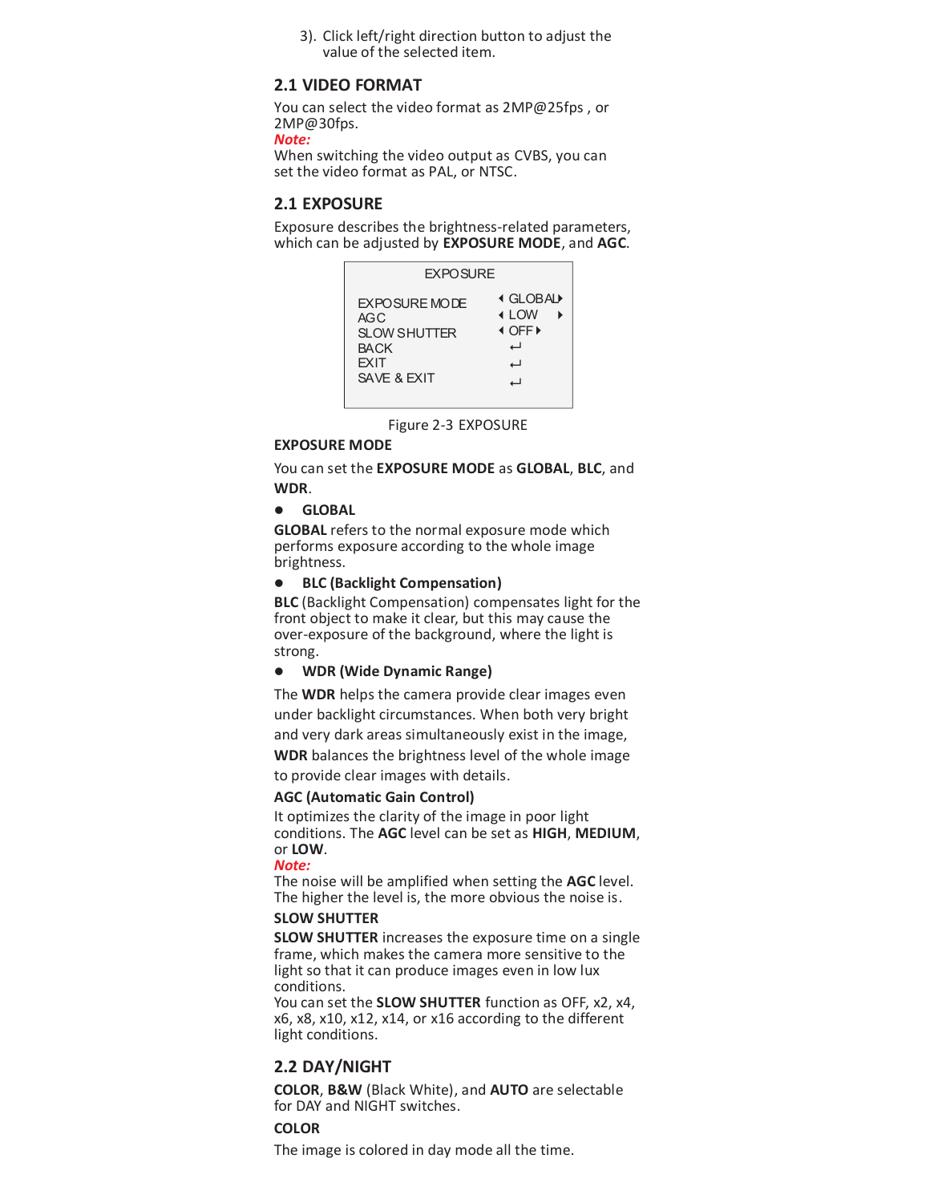3). Click left/right direction button to adjust the value of the selected item.

## 2.1 VIDEO FORMAT

You can select the video format as 2MP@25fps , or 2MP@30fps.

***Note:***

When switching the video output as CVBS, you can set the video format as PAL, or NTSC.

## 2.1 EXPOSURE

Exposure describes the brightness-related parameters, which can be adjusted by **EXPOSURE MODE**, and **AGC**.

| EXPOSURE | |
|---|---|
| EXPOSURE MODE | ◂ GLOBAL ▸ |
| AGC | ◂ LOW ▸ |
| SLOW SHUTTER | ◂ OFF ▸ |
| BACK | ↵ |
| EXIT | ↵ |
| SAVE & EXIT | ↵ |

Figure 2-3 EXPOSURE

**EXPOSURE MODE**

You can set the **EXPOSURE MODE** as **GLOBAL**, **BLC**, and **WDR**.

- **GLOBAL**

**GLOBAL** refers to the normal exposure mode which performs exposure according to the whole image brightness.

- **BLC (Backlight Compensation)**

**BLC** (Backlight Compensation) compensates light for the front object to make it clear, but this may cause the over-exposure of the background, where the light is strong.

- **WDR (Wide Dynamic Range)**

The **WDR** helps the camera provide clear images even under backlight circumstances. When both very bright and very dark areas simultaneously exist in the image, **WDR** balances the brightness level of the whole image to provide clear images with details.

**AGC (Automatic Gain Control)**

It optimizes the clarity of the image in poor light conditions. The **AGC** level can be set as **HIGH**, **MEDIUM**, or **LOW**.

***Note:***

The noise will be amplified when setting the **AGC** level. The higher the level is, the more obvious the noise is.

**SLOW SHUTTER**

**SLOW SHUTTER** increases the exposure time on a single frame, which makes the camera more sensitive to the light so that it can produce images even in low lux conditions.

You can set the **SLOW SHUTTER** function as OFF, x2, x4, x6, x8, x10, x12, x14, or x16 according to the different light conditions.

## 2.2 DAY/NIGHT

**COLOR**, **B&W** (Black White), and **AUTO** are selectable for DAY and NIGHT switches.

**COLOR**

The image is colored in day mode all the time.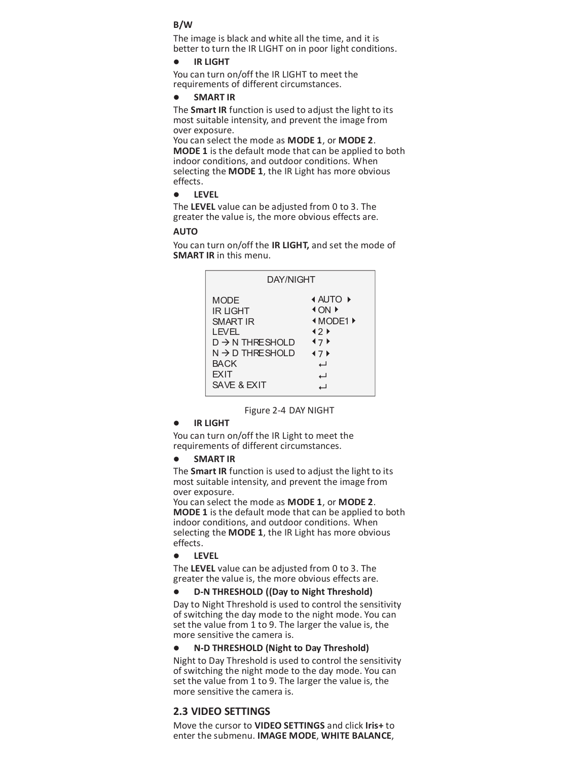**B/W**

The image is black and white all the time, and it is better to turn the IR LIGHT on in poor light conditions.

- **IR LIGHT**

You can turn on/off the IR LIGHT to meet the requirements of different circumstances.

- **SMART IR**

The **Smart IR** function is used to adjust the light to its most suitable intensity, and prevent the image from over exposure.
You can select the mode as **MODE 1**, or **MODE 2**. **MODE 1** is the default mode that can be applied to both indoor conditions, and outdoor conditions. When selecting the **MODE 1**, the IR Light has more obvious effects.

- **LEVEL**

The **LEVEL** value can be adjusted from 0 to 3. The greater the value is, the more obvious effects are.

**AUTO**

You can turn on/off the **IR LIGHT,** and set the mode of **SMART IR** in this menu.

```
DAY/NIGHT

MODE               ◀ AUTO ▶
IR LIGHT           ◀ ON ▶
SMART IR           ◀ MODE1 ▶
LEVEL              ◀ 2 ▶
D → N THRESHOLD    ◀ 7 ▶
N → D THRESHOLD    ◀ 7 ▶
BACK                 ↵
EXIT                 ↵
SAVE & EXIT          ↵
```

Figure 2-4 DAY NIGHT

- **IR LIGHT**

You can turn on/off the IR Light to meet the requirements of different circumstances.

- **SMART IR**

The **Smart IR** function is used to adjust the light to its most suitable intensity, and prevent the image from over exposure.
You can select the mode as **MODE 1**, or **MODE 2**. **MODE 1** is the default mode that can be applied to both indoor conditions, and outdoor conditions. When selecting the **MODE 1**, the IR Light has more obvious effects.

- **LEVEL**

The **LEVEL** value can be adjusted from 0 to 3. The greater the value is, the more obvious effects are.

- **D-N THRESHOLD ((Day to Night Threshold)**

Day to Night Threshold is used to control the sensitivity of switching the day mode to the night mode. You can set the value from 1 to 9. The larger the value is, the more sensitive the camera is.

- **N-D THRESHOLD (Night to Day Threshold)**

Night to Day Threshold is used to control the sensitivity of switching the night mode to the day mode. You can set the value from 1 to 9. The larger the value is, the more sensitive the camera is.

## 2.3 VIDEO SETTINGS

Move the cursor to **VIDEO SETTINGS** and click **Iris+** to enter the submenu. **IMAGE MODE**, **WHITE BALANCE**,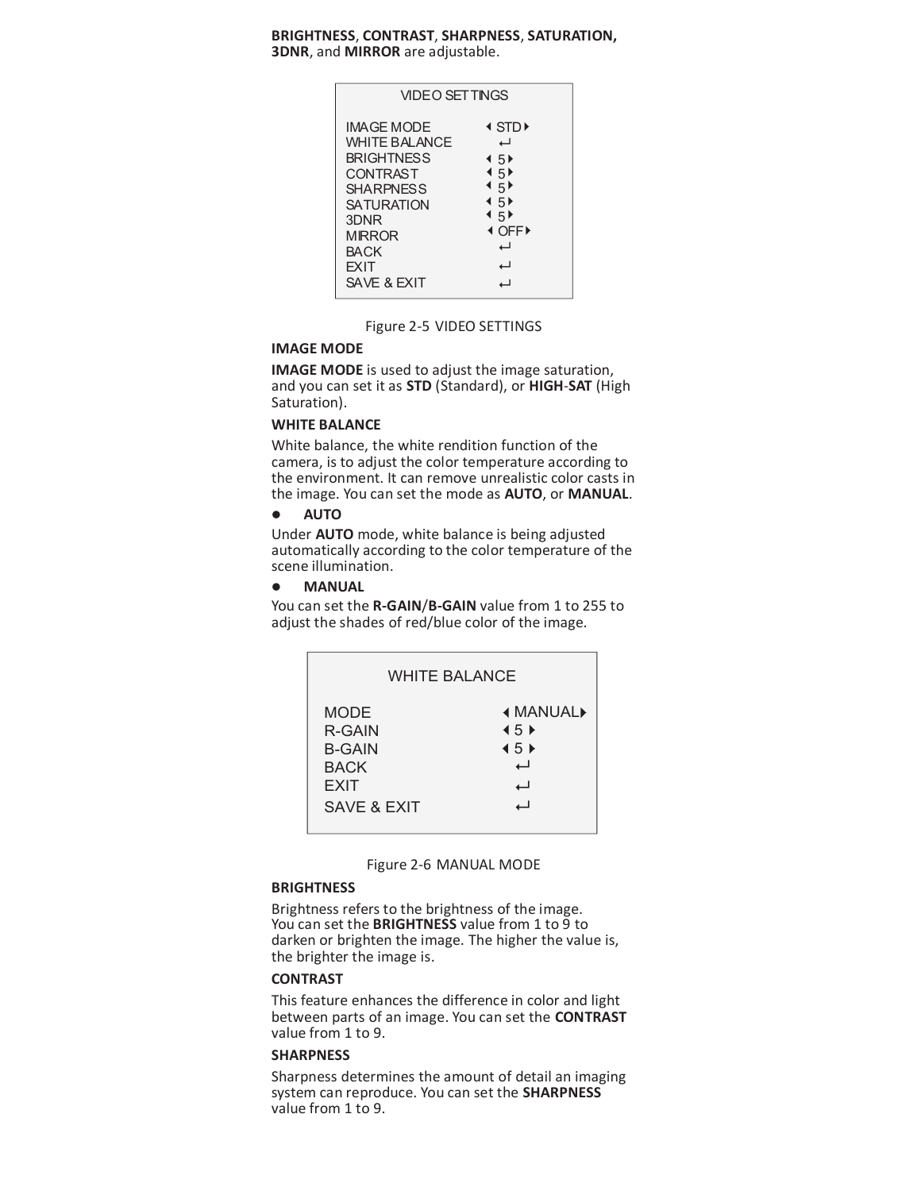**BRIGHTNESS**, **CONTRAST**, **SHARPNESS**, **SATURATION, 3DNR**, and **MIRROR** are adjustable.

| VIDEO SETTINGS | |
|---|---|
| IMAGE MODE | ◀ STD ▶ |
| WHITE BALANCE | ↵ |
| BRIGHTNESS | ◀ 5 ▶ |
| CONTRAST | ◀ 5 ▶ |
| SHARPNESS | ◀ 5 ▶ |
| SATURATION | ◀ 5 ▶ |
| 3DNR | ◀ 5 ▶ |
| MIRROR | ◀ OFF ▶ |
| BACK | ↵ |
| EXIT | ↵ |
| SAVE & EXIT | ↵ |

Figure 2-5 VIDEO SETTINGS

**IMAGE MODE**

**IMAGE MODE** is used to adjust the image saturation, and you can set it as **STD** (Standard), or **HIGH-SAT** (High Saturation).

**WHITE BALANCE**

White balance, the white rendition function of the camera, is to adjust the color temperature according to the environment. It can remove unrealistic color casts in the image. You can set the mode as **AUTO**, or **MANUAL**.

- **AUTO**

Under **AUTO** mode, white balance is being adjusted automatically according to the color temperature of the scene illumination.

- **MANUAL**

You can set the **R-GAIN**/**B-GAIN** value from 1 to 255 to adjust the shades of red/blue color of the image.

| WHITE BALANCE | |
|---|---|
| MODE | ◀ MANUAL ▶ |
| R-GAIN | ◀ 5 ▶ |
| B-GAIN | ◀ 5 ▶ |
| BACK | ↵ |
| EXIT | ↵ |
| SAVE & EXIT | ↵ |

Figure 2-6 MANUAL MODE

**BRIGHTNESS**

Brightness refers to the brightness of the image. You can set the **BRIGHTNESS** value from 1 to 9 to darken or brighten the image. The higher the value is, the brighter the image is.

**CONTRAST**

This feature enhances the difference in color and light between parts of an image. You can set the **CONTRAST** value from 1 to 9.

**SHARPNESS**

Sharpness determines the amount of detail an imaging system can reproduce. You can set the **SHARPNESS** value from 1 to 9.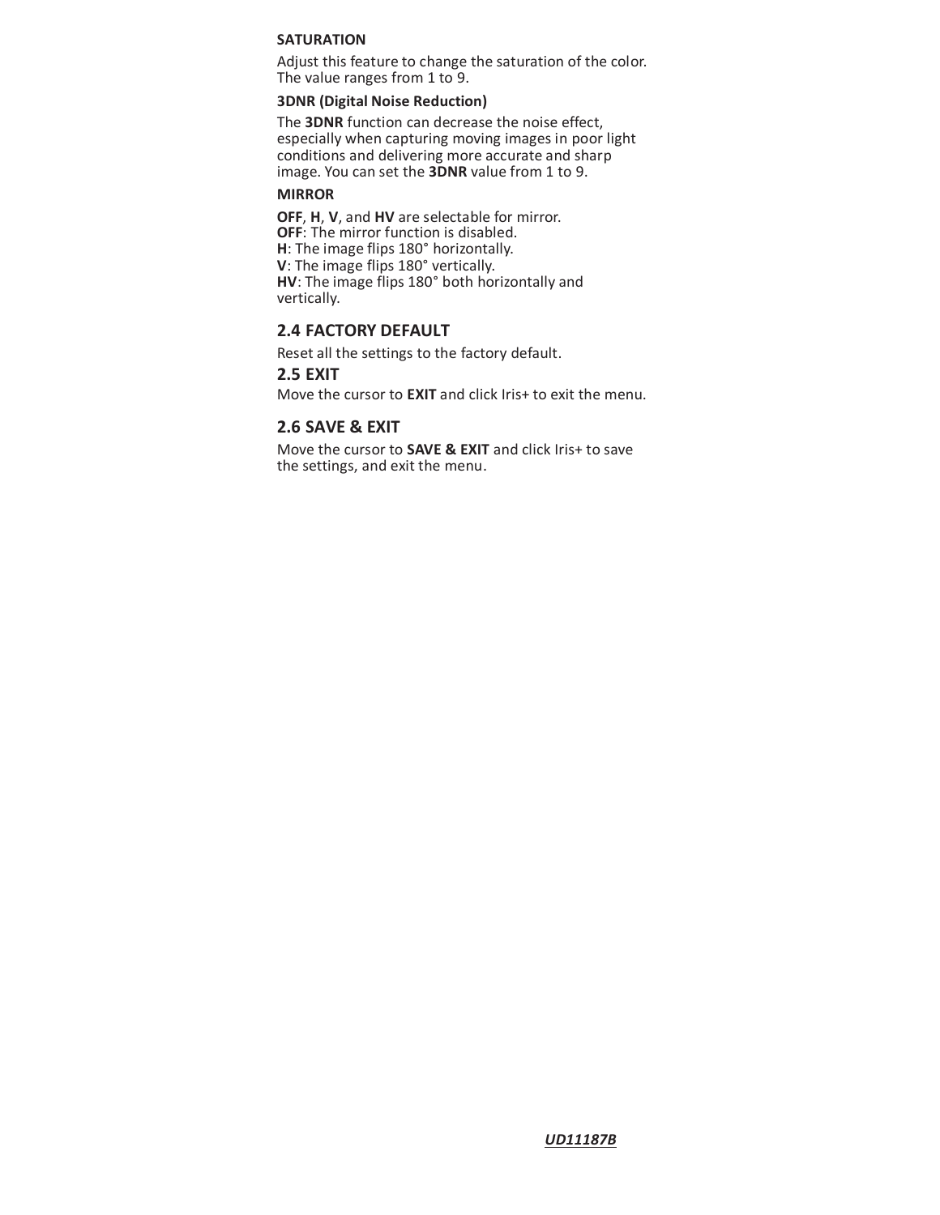#### SATURATION

Adjust this feature to change the saturation of the color. The value ranges from 1 to 9.

#### 3DNR (Digital Noise Reduction)

The **3DNR** function can decrease the noise effect, especially when capturing moving images in poor light conditions and delivering more accurate and sharp image. You can set the **3DNR** value from 1 to 9.

#### MIRROR

**OFF**, **H**, **V**, and **HV** are selectable for mirror.
**OFF**: The mirror function is disabled.
**H**: The image flips 180° horizontally.
**V**: The image flips 180° vertically.
**HV**: The image flips 180° both horizontally and vertically.

## 2.4 FACTORY DEFAULT

Reset all the settings to the factory default.

## 2.5 EXIT

Move the cursor to **EXIT** and click Iris+ to exit the menu.

## 2.6 SAVE & EXIT

Move the cursor to **SAVE & EXIT** and click Iris+ to save the settings, and exit the menu.

***UD11187B***